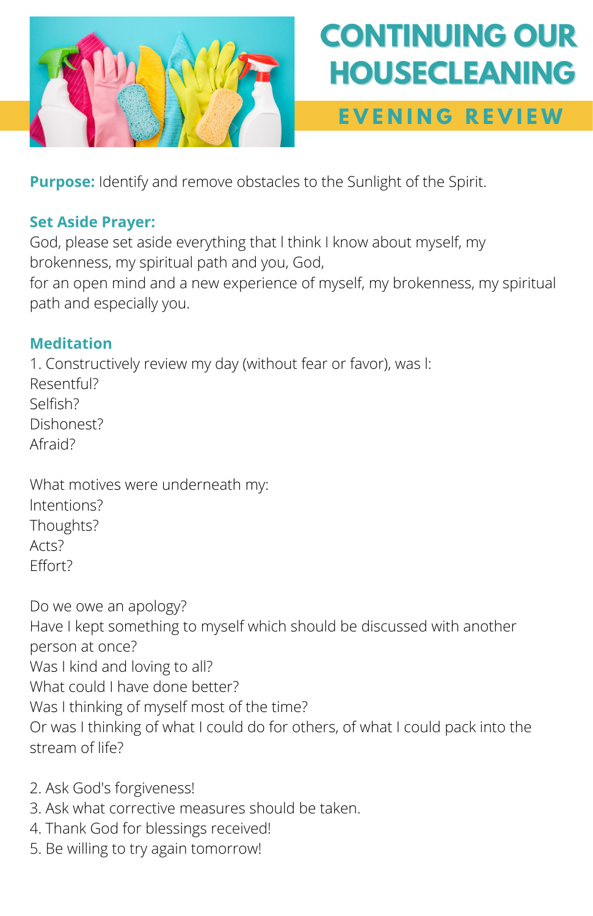# CONTINUING OUR HOUSECLEANING

## EVENING REVIEW

**Purpose:** Identify and remove obstacles to the Sunlight of the Spirit.

**Set Aside Prayer:**
God, please set aside everything that I think I know about myself, my brokenness, my spiritual path and you, God,
for an open mind and a new experience of myself, my brokenness, my spiritual path and especially you.

**Meditation**

1. Constructively review my day (without fear or favor), was I:
Resentful?
Selfish?
Dishonest?
Afraid?

What motives were underneath my:
Intentions?
Thoughts?
Acts?
Effort?

Do we owe an apology?
Have I kept something to myself which should be discussed with another person at once?
Was I kind and loving to all?
What could I have done better?
Was I thinking of myself most of the time?
Or was I thinking of what I could do for others, of what I could pack into the stream of life?

2. Ask God's forgiveness!
3. Ask what corrective measures should be taken.
4. Thank God for blessings received!
5. Be willing to try again tomorrow!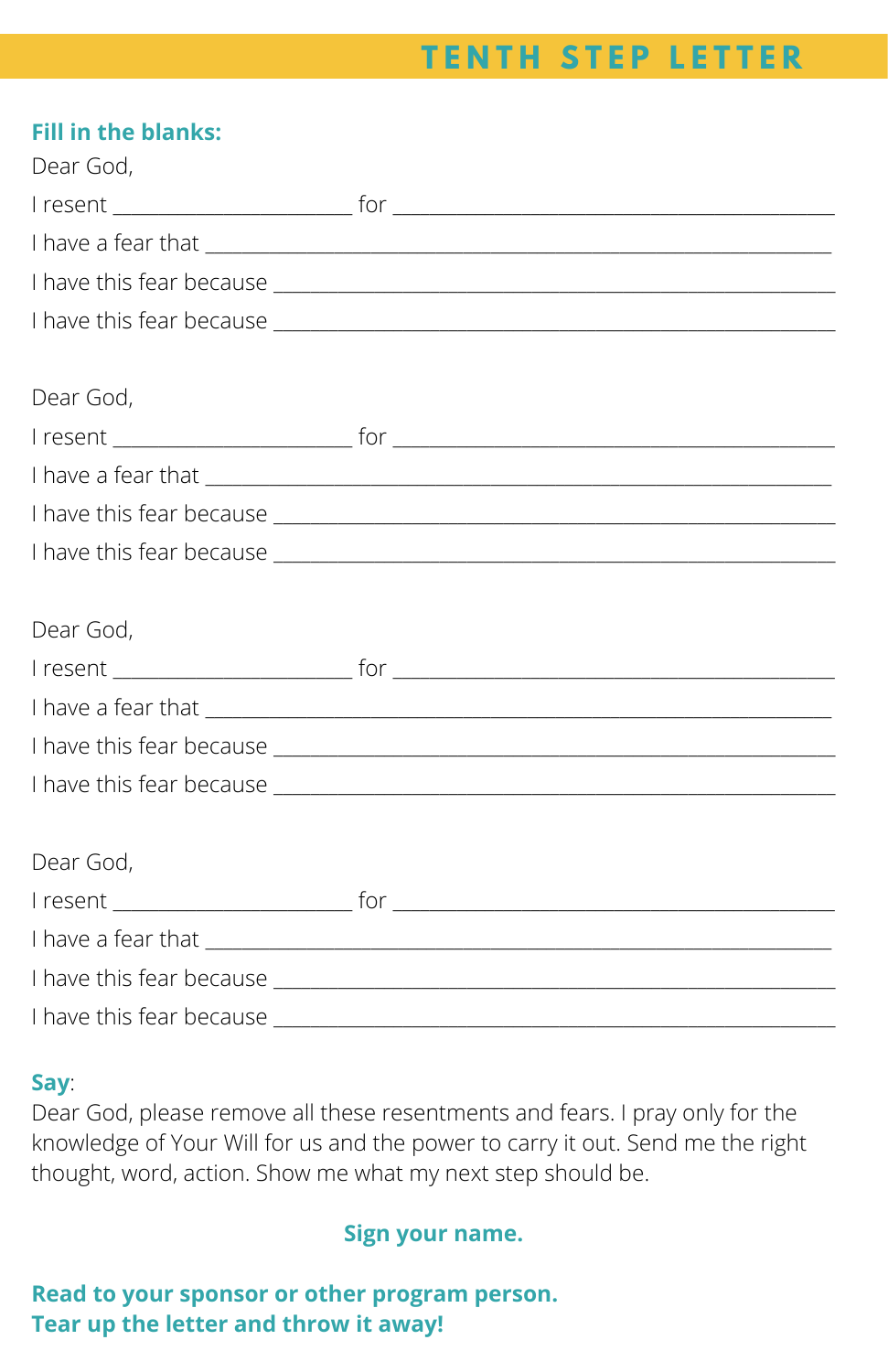# TENTH STEP LETTER

**Fill in the blanks:**

Dear God,

I resent ______________________ for ________________________________________

I have a fear that __________________________________________________________

I have this fear because _____________________________________________________

I have this fear because _____________________________________________________

Dear God,

I resent ______________________ for ________________________________________

I have a fear that __________________________________________________________

I have this fear because _____________________________________________________

I have this fear because _____________________________________________________

Dear God,

I resent ______________________ for ________________________________________

I have a fear that __________________________________________________________

I have this fear because _____________________________________________________

I have this fear because _____________________________________________________

Dear God,

I resent ______________________ for ________________________________________

I have a fear that __________________________________________________________

I have this fear because _____________________________________________________

I have this fear because _____________________________________________________

**Say**:

Dear God, please remove all these resentments and fears. I pray only for the knowledge of Your Will for us and the power to carry it out. Send me the right thought, word, action. Show me what my next step should be.

**Sign your name.**

**Read to your sponsor or other program person.**
**Tear up the letter and throw it away!**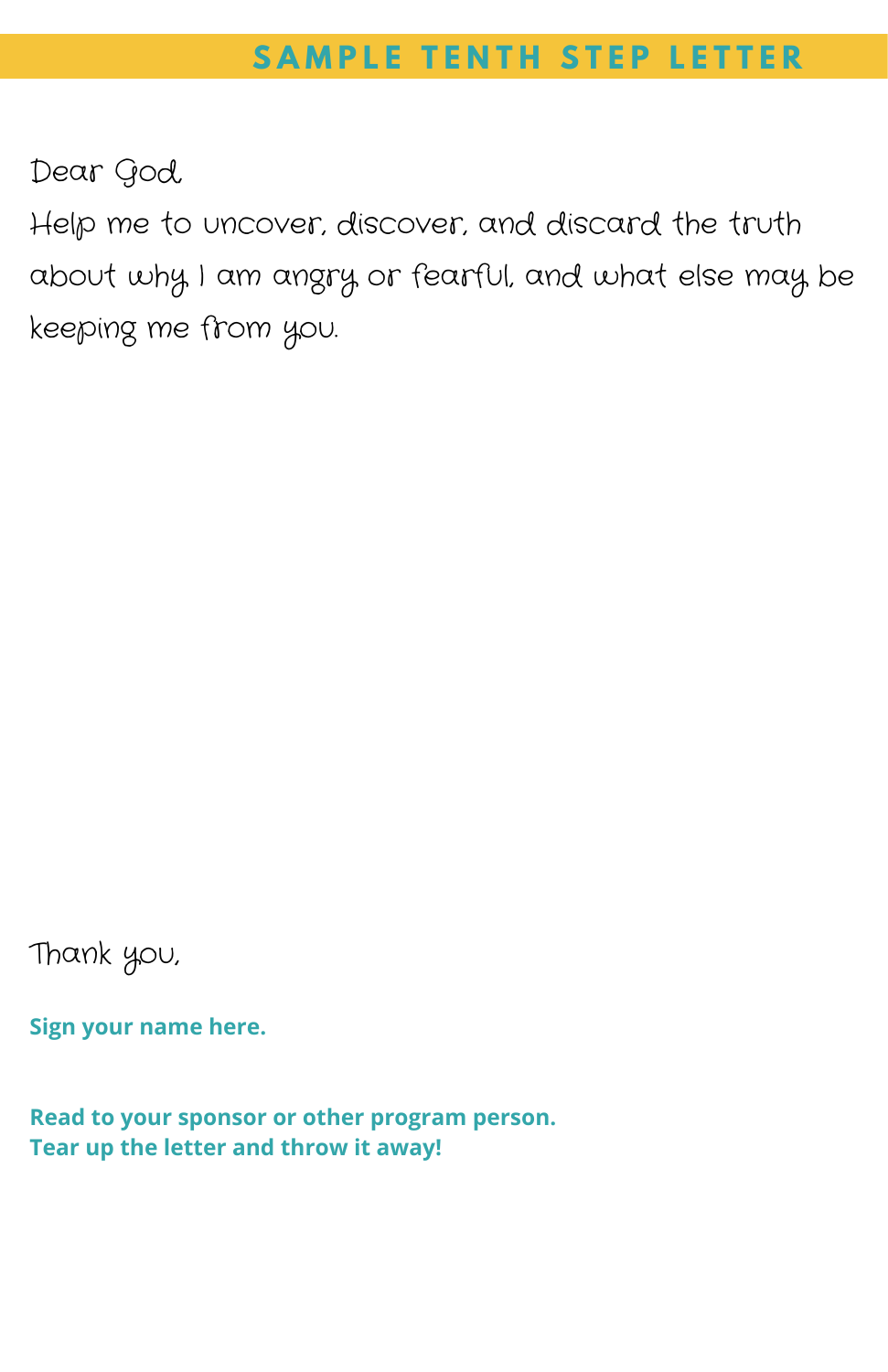# SAMPLE TENTH STEP LETTER

Dear God

Help me to uncover, discover, and discard the truth about why I am angry or fearful, and what else may be keeping me from you.

Thank you,

**Sign your name here.**

**Read to your sponsor or other program person.**
**Tear up the letter and throw it away!**